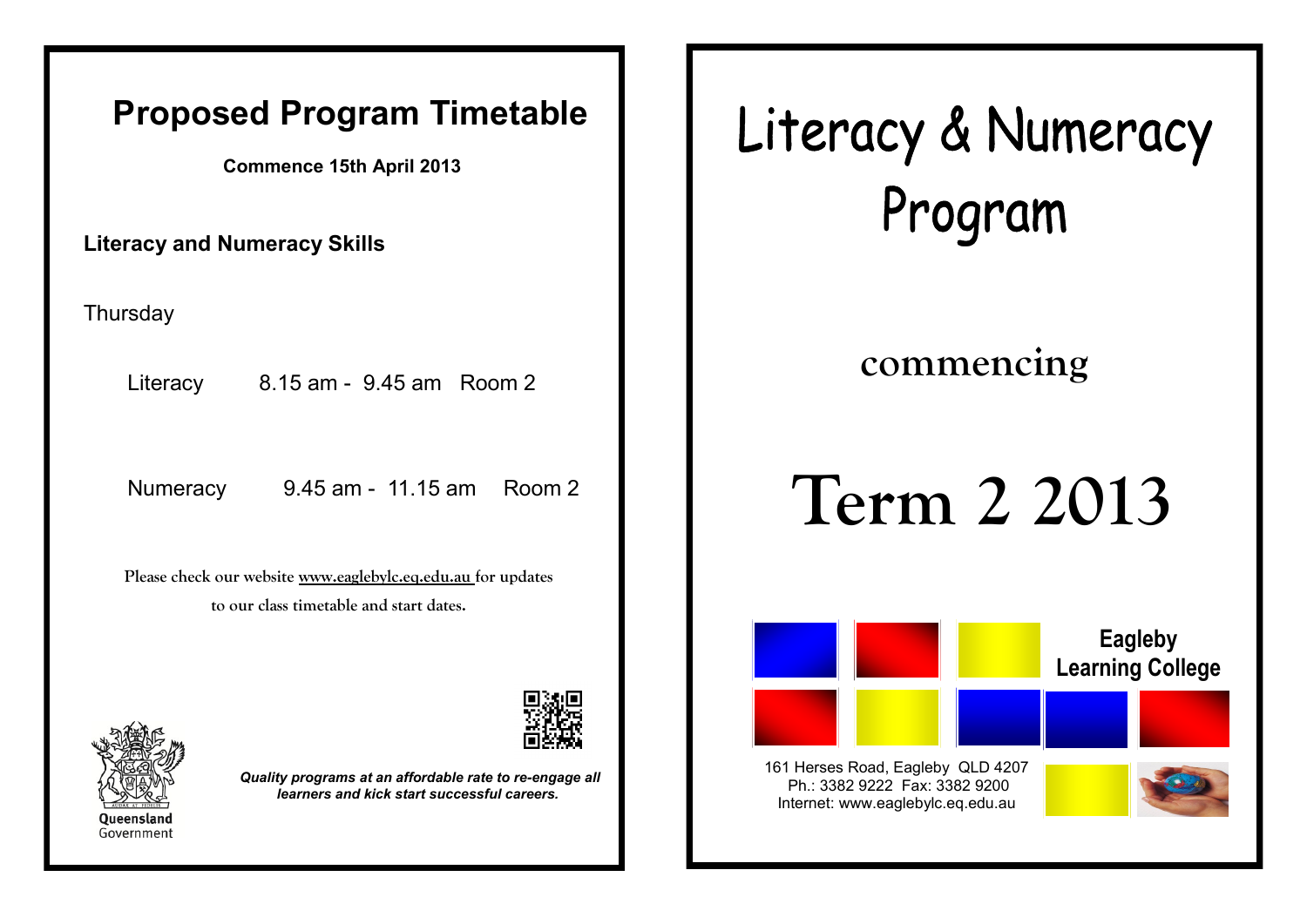# Proposed Program Timetable

**Commence 15th April 2013**

**Literacy and Numeracy Skills**

Thursday

Literacy 8.15 am - 9.45 am Room 2

Numeracy 9.45 am - 11.15 am Room 2

**Please check our website www.eaglebylc.eq.edu.au for updates to our class timetable and start dates.**

Queensland Government

***Quality programs at an affordable rate to re-engage all learners and kick start successful careers.***

# Literacy & Numeracy Program

## commencing

# Term 2 2013

**Eagleby Learning College**

161 Herses Road, Eagleby QLD 4207
Ph.: 3382 9222 Fax: 3382 9200
Internet: www.eaglebylc.eq.edu.au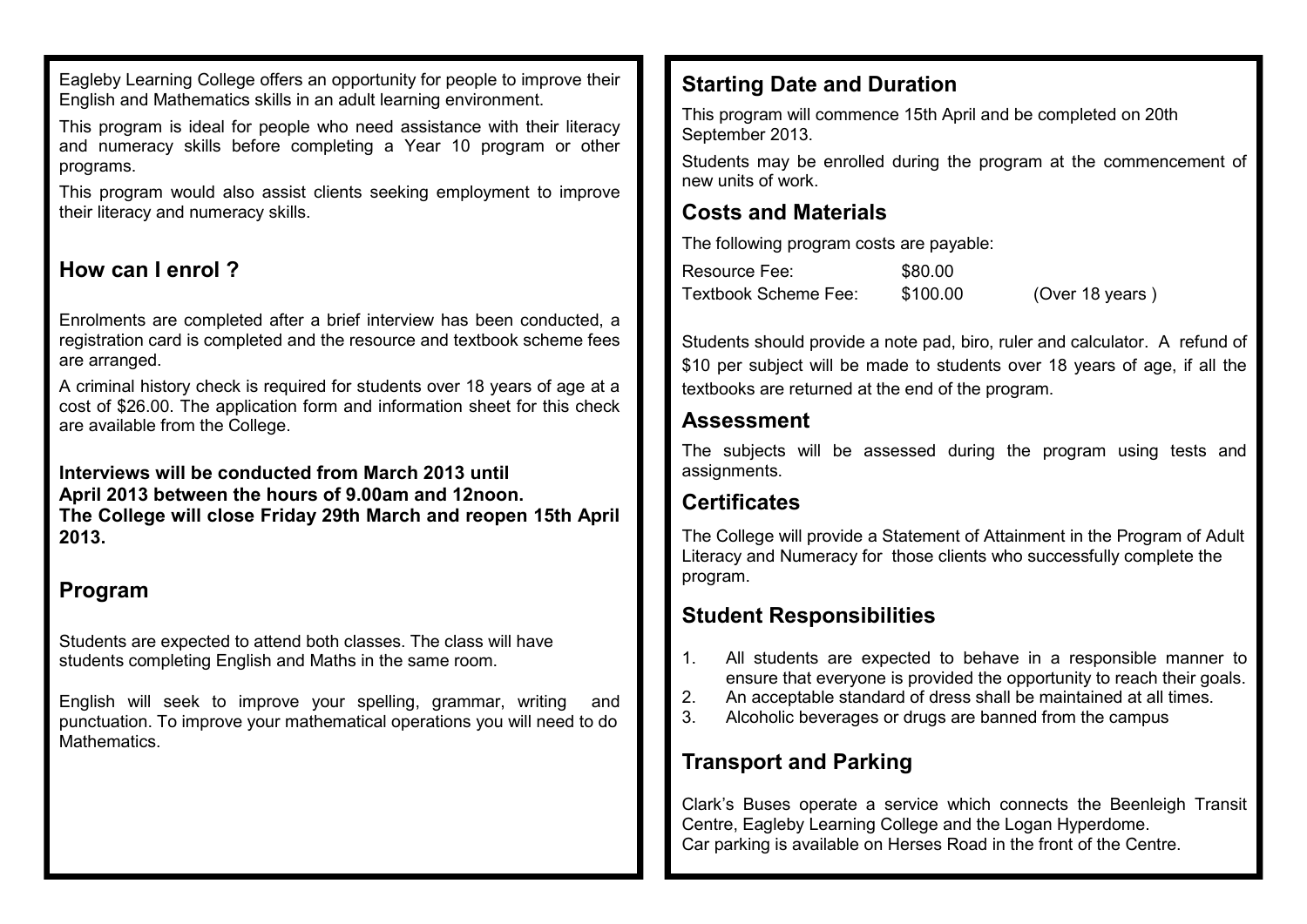Eagleby Learning College offers an opportunity for people to improve their English and Mathematics skills in an adult learning environment.

This program is ideal for people who need assistance with their literacy and numeracy skills before completing a Year 10 program or other programs.

This program would also assist clients seeking employment to improve their literacy and numeracy skills.

## How can I enrol ?

Enrolments are completed after a brief interview has been conducted, a registration card is completed and the resource and textbook scheme fees are arranged.

A criminal history check is required for students over 18 years of age at a cost of $26.00. The application form and information sheet for this check are available from the College.

**Interviews will be conducted from March 2013 until April 2013 between the hours of 9.00am and 12noon.**
**The College will close Friday 29th March and reopen 15th April 2013.**

## Program

Students are expected to attend both classes. The class will have students completing English and Maths in the same room.

English will seek to improve your spelling, grammar, writing and punctuation. To improve your mathematical operations you will need to do Mathematics.

## Starting Date and Duration

This program will commence 15th April and be completed on 20th September 2013.

Students may be enrolled during the program at the commencement of new units of work.

## Costs and Materials

The following program costs are payable:

| | | |
|---|---|---|
| Resource Fee: | $80.00 | |
| Textbook Scheme Fee: | $100.00 | (Over 18 years ) |

Students should provide a note pad, biro, ruler and calculator. A refund of $10 per subject will be made to students over 18 years of age, if all the textbooks are returned at the end of the program.

## Assessment

The subjects will be assessed during the program using tests and assignments.

## Certificates

The College will provide a Statement of Attainment in the Program of Adult Literacy and Numeracy for those clients who successfully complete the program.

## Student Responsibilities

1. All students are expected to behave in a responsible manner to ensure that everyone is provided the opportunity to reach their goals.
2. An acceptable standard of dress shall be maintained at all times.
3. Alcoholic beverages or drugs are banned from the campus

## Transport and Parking

Clark's Buses operate a service which connects the Beenleigh Transit Centre, Eagleby Learning College and the Logan Hyperdome.
Car parking is available on Herses Road in the front of the Centre.